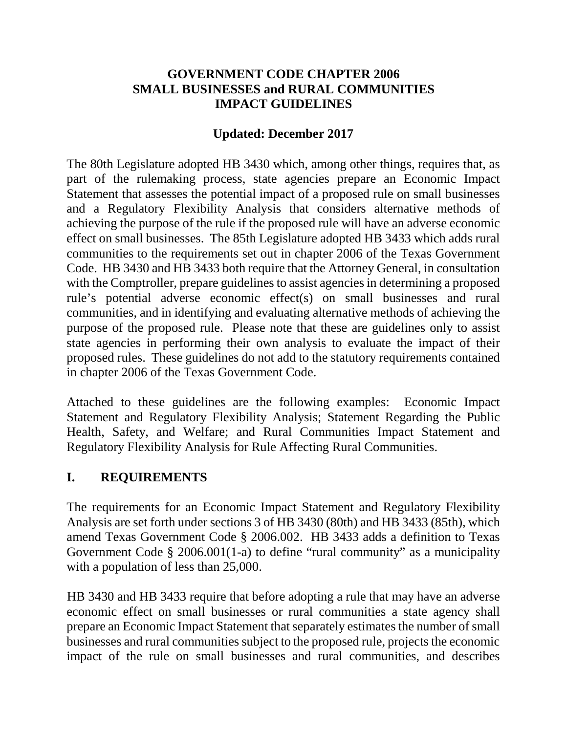# GOVERNMENT CODE CHAPTER 2006
# SMALL BUSINESSES and RURAL COMMUNITIES
# IMPACT GUIDELINES

**Updated: December 2017**

The 80th Legislature adopted HB 3430 which, among other things, requires that, as part of the rulemaking process, state agencies prepare an Economic Impact Statement that assesses the potential impact of a proposed rule on small businesses and a Regulatory Flexibility Analysis that considers alternative methods of achieving the purpose of the rule if the proposed rule will have an adverse economic effect on small businesses. The 85th Legislature adopted HB 3433 which adds rural communities to the requirements set out in chapter 2006 of the Texas Government Code. HB 3430 and HB 3433 both require that the Attorney General, in consultation with the Comptroller, prepare guidelines to assist agencies in determining a proposed rule's potential adverse economic effect(s) on small businesses and rural communities, and in identifying and evaluating alternative methods of achieving the purpose of the proposed rule. Please note that these are guidelines only to assist state agencies in performing their own analysis to evaluate the impact of their proposed rules. These guidelines do not add to the statutory requirements contained in chapter 2006 of the Texas Government Code.

Attached to these guidelines are the following examples: Economic Impact Statement and Regulatory Flexibility Analysis; Statement Regarding the Public Health, Safety, and Welfare; and Rural Communities Impact Statement and Regulatory Flexibility Analysis for Rule Affecting Rural Communities.

## I. REQUIREMENTS

The requirements for an Economic Impact Statement and Regulatory Flexibility Analysis are set forth under sections 3 of HB 3430 (80th) and HB 3433 (85th), which amend Texas Government Code § 2006.002. HB 3433 adds a definition to Texas Government Code § 2006.001(1-a) to define "rural community" as a municipality with a population of less than 25,000.

HB 3430 and HB 3433 require that before adopting a rule that may have an adverse economic effect on small businesses or rural communities a state agency shall prepare an Economic Impact Statement that separately estimates the number of small businesses and rural communities subject to the proposed rule, projects the economic impact of the rule on small businesses and rural communities, and describes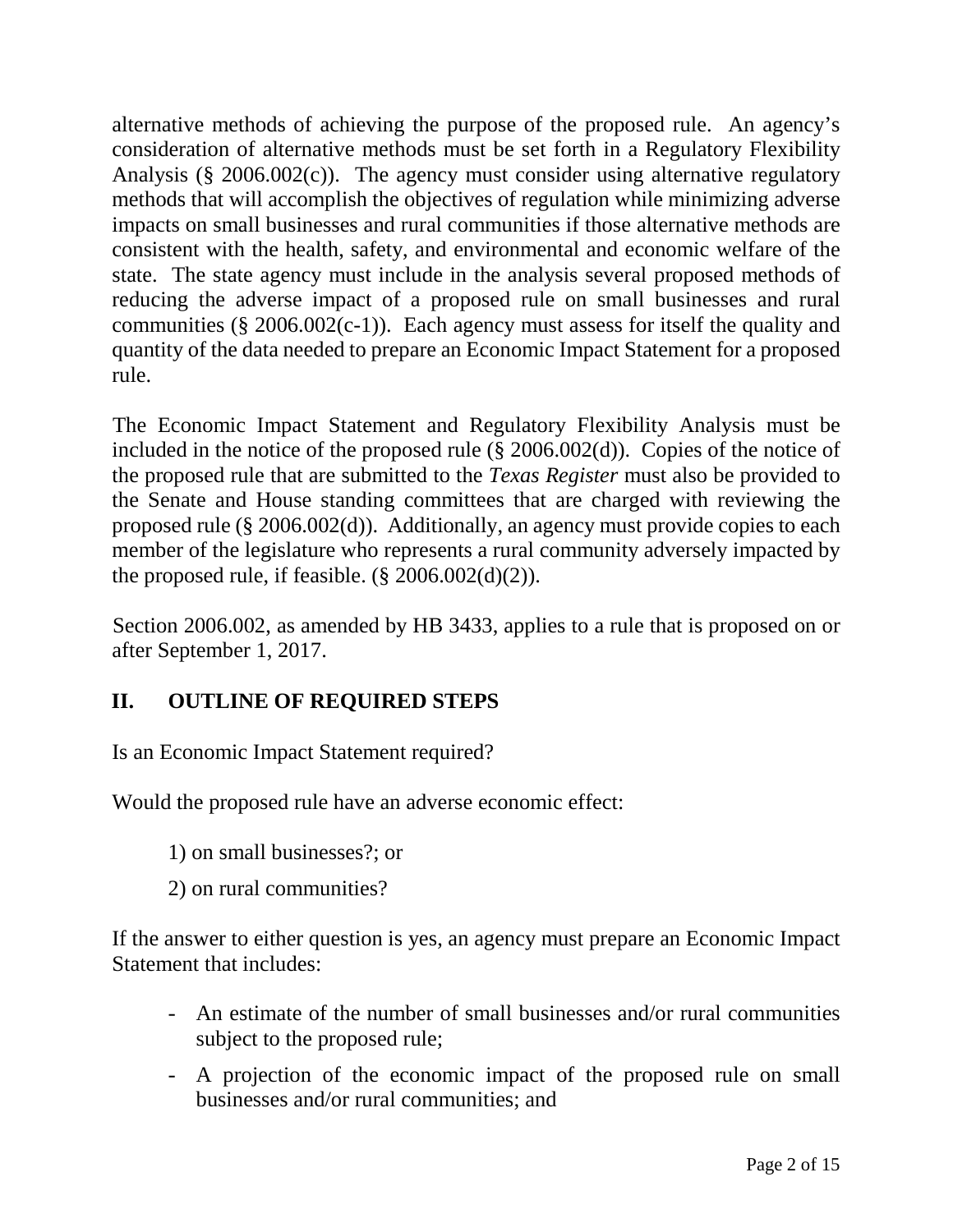alternative methods of achieving the purpose of the proposed rule. An agency's consideration of alternative methods must be set forth in a Regulatory Flexibility Analysis (§ 2006.002(c)). The agency must consider using alternative regulatory methods that will accomplish the objectives of regulation while minimizing adverse impacts on small businesses and rural communities if those alternative methods are consistent with the health, safety, and environmental and economic welfare of the state. The state agency must include in the analysis several proposed methods of reducing the adverse impact of a proposed rule on small businesses and rural communities (§ 2006.002(c-1)). Each agency must assess for itself the quality and quantity of the data needed to prepare an Economic Impact Statement for a proposed rule.

The Economic Impact Statement and Regulatory Flexibility Analysis must be included in the notice of the proposed rule (§ 2006.002(d)). Copies of the notice of the proposed rule that are submitted to the *Texas Register* must also be provided to the Senate and House standing committees that are charged with reviewing the proposed rule (§ 2006.002(d)). Additionally, an agency must provide copies to each member of the legislature who represents a rural community adversely impacted by the proposed rule, if feasible. (§ 2006.002(d)(2)).

Section 2006.002, as amended by HB 3433, applies to a rule that is proposed on or after September 1, 2017.

## II. OUTLINE OF REQUIRED STEPS

Is an Economic Impact Statement required?

Would the proposed rule have an adverse economic effect:

1) on small businesses?; or
2) on rural communities?

If the answer to either question is yes, an agency must prepare an Economic Impact Statement that includes:

- An estimate of the number of small businesses and/or rural communities subject to the proposed rule;
- A projection of the economic impact of the proposed rule on small businesses and/or rural communities; and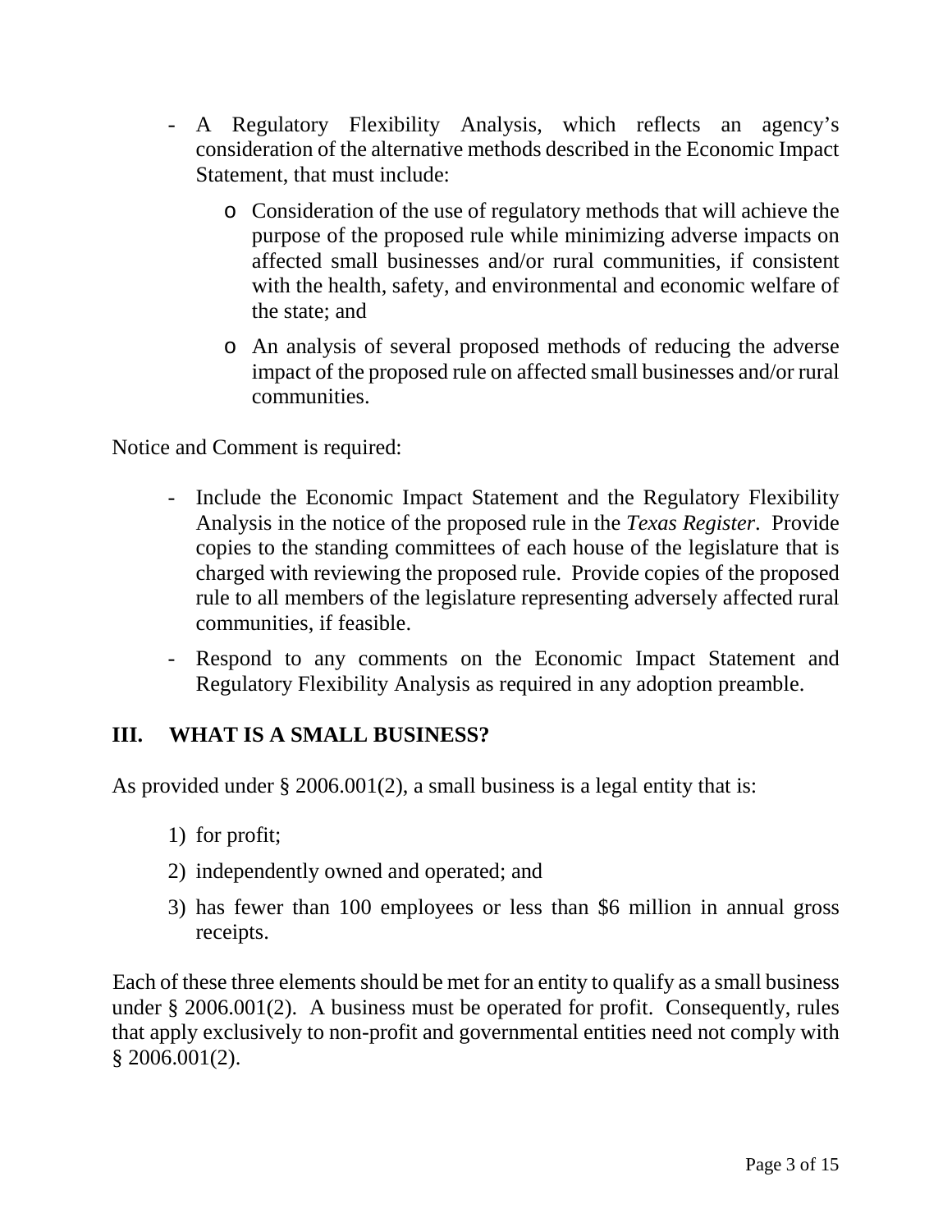- A Regulatory Flexibility Analysis, which reflects an agency's consideration of the alternative methods described in the Economic Impact Statement, that must include:
  - Consideration of the use of regulatory methods that will achieve the purpose of the proposed rule while minimizing adverse impacts on affected small businesses and/or rural communities, if consistent with the health, safety, and environmental and economic welfare of the state; and
  - An analysis of several proposed methods of reducing the adverse impact of the proposed rule on affected small businesses and/or rural communities.

Notice and Comment is required:

- Include the Economic Impact Statement and the Regulatory Flexibility Analysis in the notice of the proposed rule in the *Texas Register*. Provide copies to the standing committees of each house of the legislature that is charged with reviewing the proposed rule. Provide copies of the proposed rule to all members of the legislature representing adversely affected rural communities, if feasible.
- Respond to any comments on the Economic Impact Statement and Regulatory Flexibility Analysis as required in any adoption preamble.

## III. WHAT IS A SMALL BUSINESS?

As provided under § 2006.001(2), a small business is a legal entity that is:

1) for profit;
2) independently owned and operated; and
3) has fewer than 100 employees or less than $6 million in annual gross receipts.

Each of these three elements should be met for an entity to qualify as a small business under § 2006.001(2). A business must be operated for profit. Consequently, rules that apply exclusively to non-profit and governmental entities need not comply with § 2006.001(2).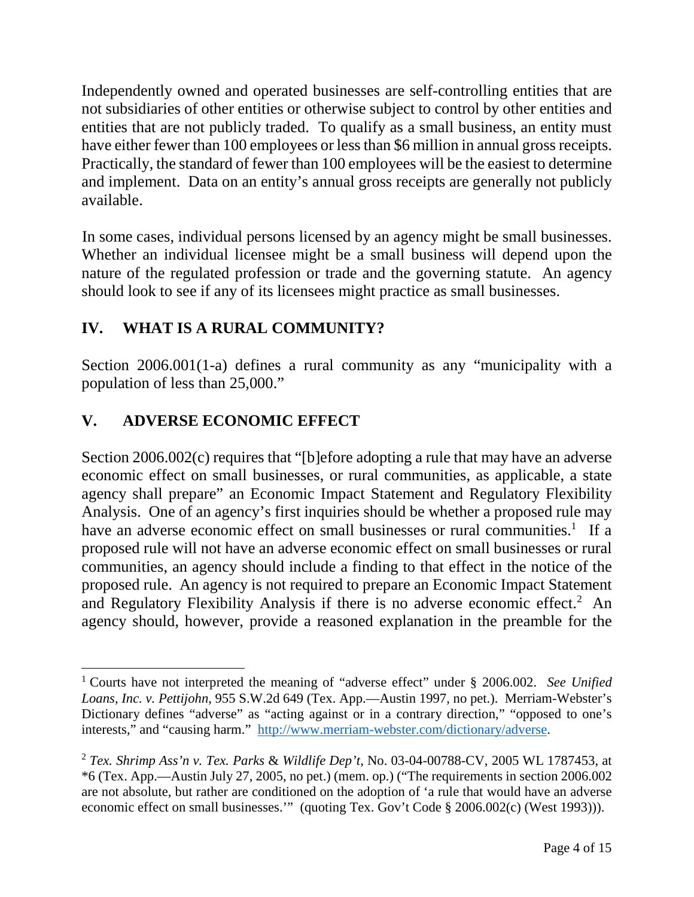Independently owned and operated businesses are self-controlling entities that are not subsidiaries of other entities or otherwise subject to control by other entities and entities that are not publicly traded. To qualify as a small business, an entity must have either fewer than 100 employees or less than $6 million in annual gross receipts. Practically, the standard of fewer than 100 employees will be the easiest to determine and implement. Data on an entity's annual gross receipts are generally not publicly available.

In some cases, individual persons licensed by an agency might be small businesses. Whether an individual licensee might be a small business will depend upon the nature of the regulated profession or trade and the governing statute. An agency should look to see if any of its licensees might practice as small businesses.

## IV. WHAT IS A RURAL COMMUNITY?

Section 2006.001(1-a) defines a rural community as any "municipality with a population of less than 25,000."

## V. ADVERSE ECONOMIC EFFECT

Section 2006.002(c) requires that "[b]efore adopting a rule that may have an adverse economic effect on small businesses, or rural communities, as applicable, a state agency shall prepare" an Economic Impact Statement and Regulatory Flexibility Analysis. One of an agency's first inquiries should be whether a proposed rule may have an adverse economic effect on small businesses or rural communities.[1] If a proposed rule will not have an adverse economic effect on small businesses or rural communities, an agency should include a finding to that effect in the notice of the proposed rule. An agency is not required to prepare an Economic Impact Statement and Regulatory Flexibility Analysis if there is no adverse economic effect.[2] An agency should, however, provide a reasoned explanation in the preamble for the

---

[1] Courts have not interpreted the meaning of "adverse effect" under § 2006.002. *See Unified Loans, Inc. v. Pettijohn*, 955 S.W.2d 649 (Tex. App.—Austin 1997, no pet.). Merriam-Webster's Dictionary defines "adverse" as "acting against or in a contrary direction," "opposed to one's interests," and "causing harm." http://www.merriam-webster.com/dictionary/adverse.

[2] *Tex. Shrimp Ass'n v. Tex. Parks & Wildlife Dep't*, No. 03-04-00788-CV, 2005 WL 1787453, at *6 (Tex. App.—Austin July 27, 2005, no pet.) (mem. op.) ("The requirements in section 2006.002 are not absolute, but rather are conditioned on the adoption of 'a rule that would have an adverse economic effect on small businesses.'" (quoting Tex. Gov't Code § 2006.002(c) (West 1993))).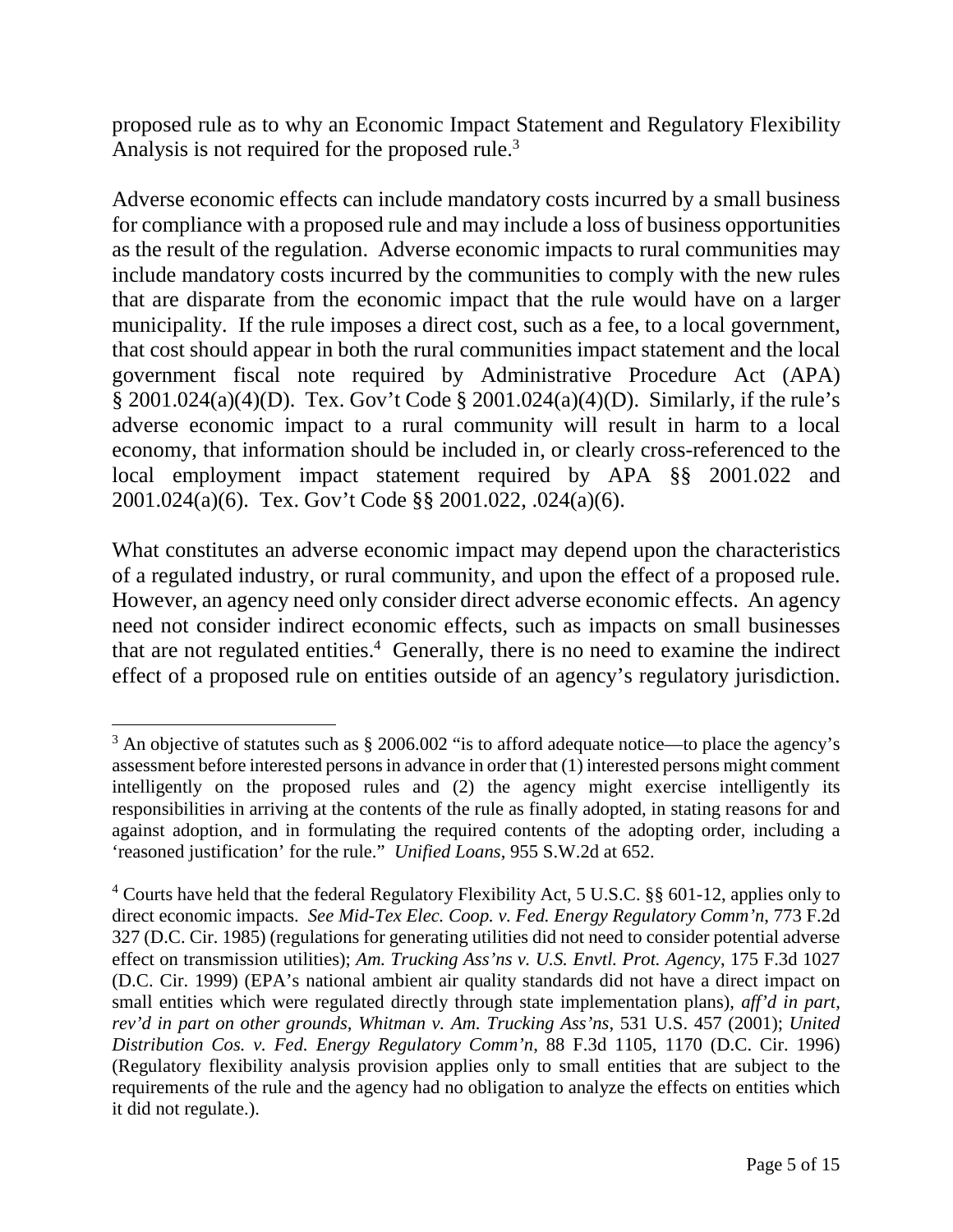proposed rule as to why an Economic Impact Statement and Regulatory Flexibility Analysis is not required for the proposed rule.[3]

Adverse economic effects can include mandatory costs incurred by a small business for compliance with a proposed rule and may include a loss of business opportunities as the result of the regulation. Adverse economic impacts to rural communities may include mandatory costs incurred by the communities to comply with the new rules that are disparate from the economic impact that the rule would have on a larger municipality. If the rule imposes a direct cost, such as a fee, to a local government, that cost should appear in both the rural communities impact statement and the local government fiscal note required by Administrative Procedure Act (APA) § 2001.024(a)(4)(D). Tex. Gov't Code § 2001.024(a)(4)(D). Similarly, if the rule's adverse economic impact to a rural community will result in harm to a local economy, that information should be included in, or clearly cross-referenced to the local employment impact statement required by APA §§ 2001.022 and 2001.024(a)(6). Tex. Gov't Code §§ 2001.022, .024(a)(6).

What constitutes an adverse economic impact may depend upon the characteristics of a regulated industry, or rural community, and upon the effect of a proposed rule. However, an agency need only consider direct adverse economic effects. An agency need not consider indirect economic effects, such as impacts on small businesses that are not regulated entities.[4] Generally, there is no need to examine the indirect effect of a proposed rule on entities outside of an agency's regulatory jurisdiction.

---

[3] An objective of statutes such as § 2006.002 "is to afford adequate notice—to place the agency's assessment before interested persons in advance in order that (1) interested persons might comment intelligently on the proposed rules and (2) the agency might exercise intelligently its responsibilities in arriving at the contents of the rule as finally adopted, in stating reasons for and against adoption, and in formulating the required contents of the adopting order, including a 'reasoned justification' for the rule." *Unified Loans*, 955 S.W.2d at 652.

[4] Courts have held that the federal Regulatory Flexibility Act, 5 U.S.C. §§ 601-12, applies only to direct economic impacts. *See Mid-Tex Elec. Coop. v. Fed. Energy Regulatory Comm'n*, 773 F.2d 327 (D.C. Cir. 1985) (regulations for generating utilities did not need to consider potential adverse effect on transmission utilities); *Am. Trucking Ass'ns v. U.S. Envtl. Prot. Agency*, 175 F.3d 1027 (D.C. Cir. 1999) (EPA's national ambient air quality standards did not have a direct impact on small entities which were regulated directly through state implementation plans), *aff'd in part, rev'd in part on other grounds*, *Whitman v. Am. Trucking Ass'ns*, 531 U.S. 457 (2001); *United Distribution Cos. v. Fed. Energy Regulatory Comm'n*, 88 F.3d 1105, 1170 (D.C. Cir. 1996) (Regulatory flexibility analysis provision applies only to small entities that are subject to the requirements of the rule and the agency had no obligation to analyze the effects on entities which it did not regulate.).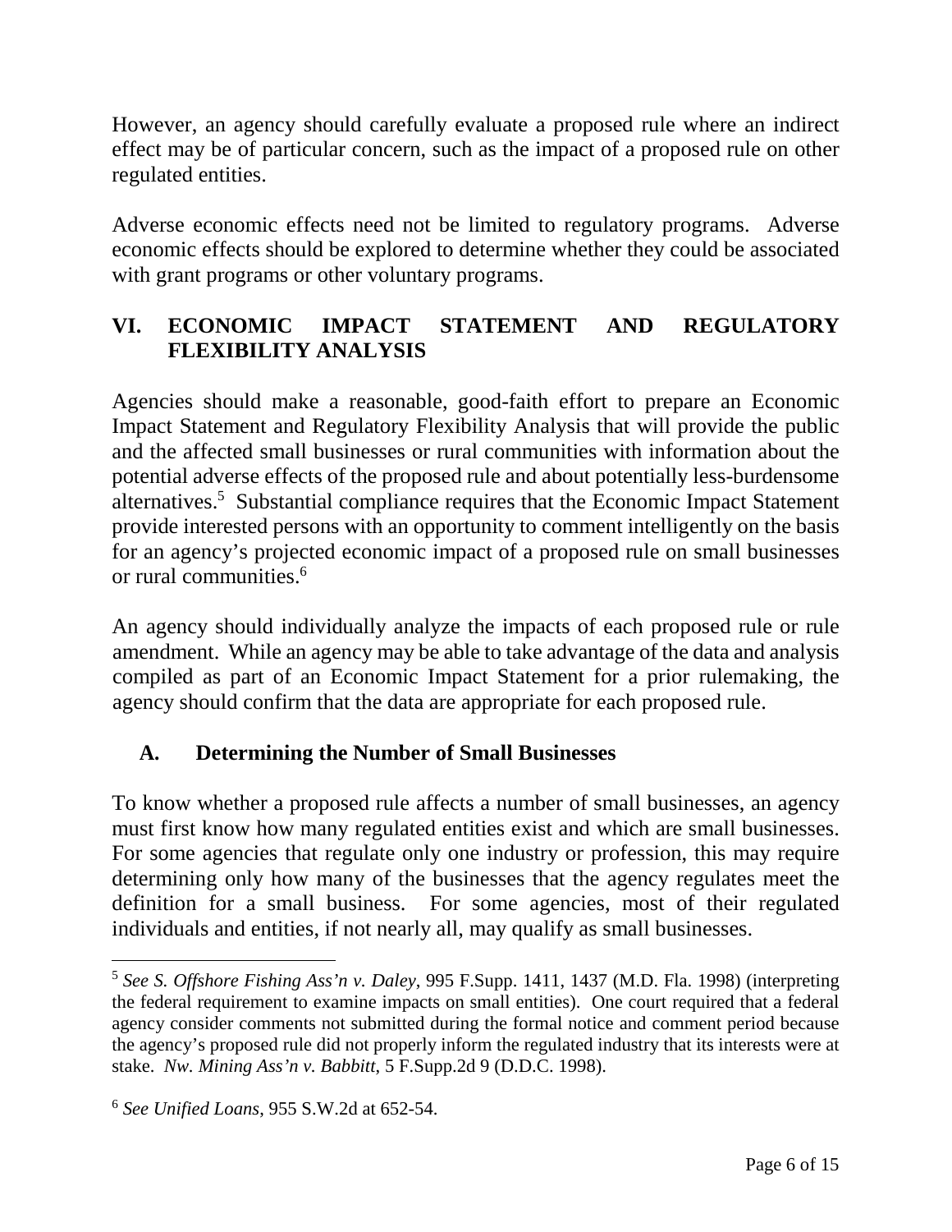However, an agency should carefully evaluate a proposed rule where an indirect effect may be of particular concern, such as the impact of a proposed rule on other regulated entities.

Adverse economic effects need not be limited to regulatory programs. Adverse economic effects should be explored to determine whether they could be associated with grant programs or other voluntary programs.

## VI. ECONOMIC IMPACT STATEMENT AND REGULATORY FLEXIBILITY ANALYSIS

Agencies should make a reasonable, good-faith effort to prepare an Economic Impact Statement and Regulatory Flexibility Analysis that will provide the public and the affected small businesses or rural communities with information about the potential adverse effects of the proposed rule and about potentially less-burdensome alternatives.[5] Substantial compliance requires that the Economic Impact Statement provide interested persons with an opportunity to comment intelligently on the basis for an agency's projected economic impact of a proposed rule on small businesses or rural communities.[6]

An agency should individually analyze the impacts of each proposed rule or rule amendment. While an agency may be able to take advantage of the data and analysis compiled as part of an Economic Impact Statement for a prior rulemaking, the agency should confirm that the data are appropriate for each proposed rule.

### A. Determining the Number of Small Businesses

To know whether a proposed rule affects a number of small businesses, an agency must first know how many regulated entities exist and which are small businesses. For some agencies that regulate only one industry or profession, this may require determining only how many of the businesses that the agency regulates meet the definition for a small business. For some agencies, most of their regulated individuals and entities, if not nearly all, may qualify as small businesses.

---

[5] *See S. Offshore Fishing Ass'n v. Daley*, 995 F.Supp. 1411, 1437 (M.D. Fla. 1998) (interpreting the federal requirement to examine impacts on small entities). One court required that a federal agency consider comments not submitted during the formal notice and comment period because the agency's proposed rule did not properly inform the regulated industry that its interests were at stake. *Nw. Mining Ass'n v. Babbitt*, 5 F.Supp.2d 9 (D.D.C. 1998).

[6] *See Unified Loans*, 955 S.W.2d at 652-54.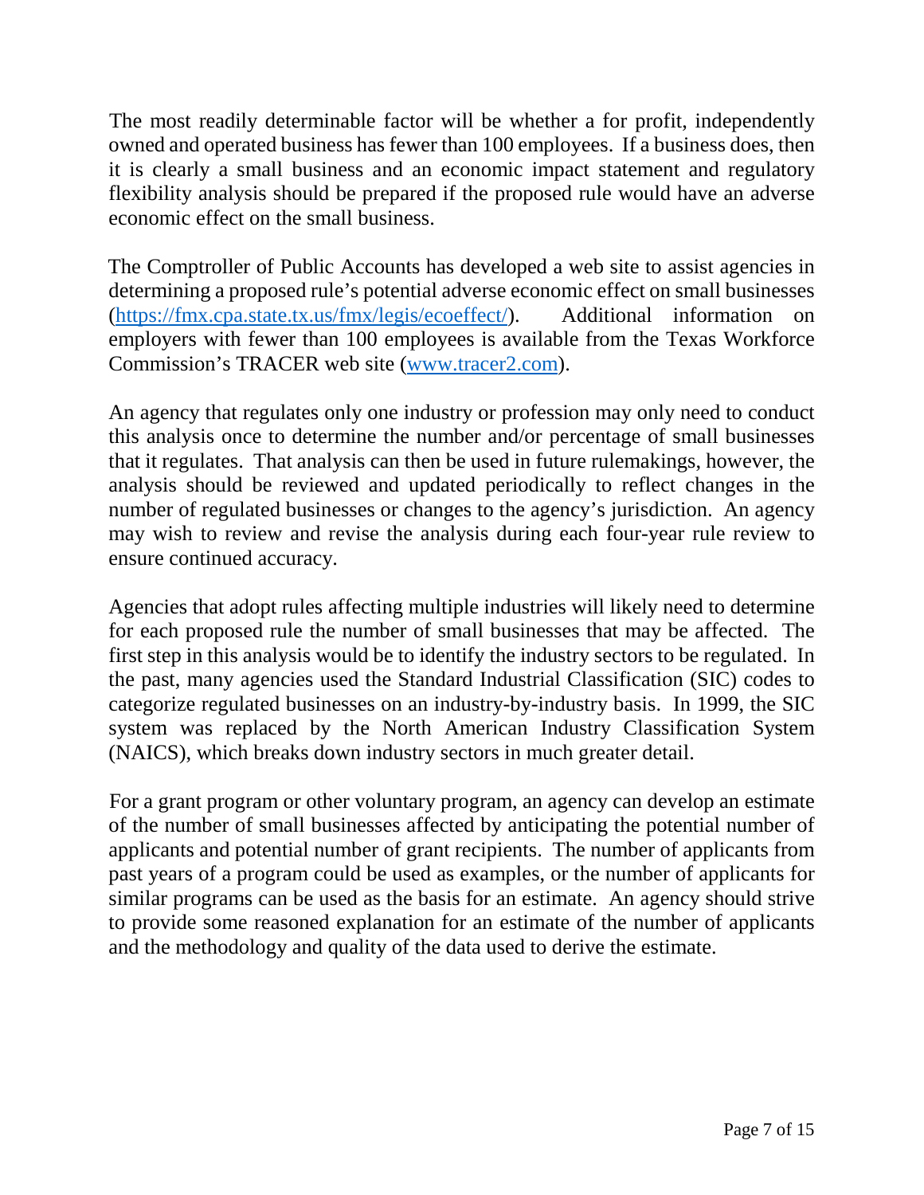The most readily determinable factor will be whether a for profit, independently owned and operated business has fewer than 100 employees. If a business does, then it is clearly a small business and an economic impact statement and regulatory flexibility analysis should be prepared if the proposed rule would have an adverse economic effect on the small business.

The Comptroller of Public Accounts has developed a web site to assist agencies in determining a proposed rule's potential adverse economic effect on small businesses (https://fmx.cpa.state.tx.us/fmx/legis/ecoeffect/). Additional information on employers with fewer than 100 employees is available from the Texas Workforce Commission's TRACER web site (www.tracer2.com).

An agency that regulates only one industry or profession may only need to conduct this analysis once to determine the number and/or percentage of small businesses that it regulates. That analysis can then be used in future rulemakings, however, the analysis should be reviewed and updated periodically to reflect changes in the number of regulated businesses or changes to the agency's jurisdiction. An agency may wish to review and revise the analysis during each four-year rule review to ensure continued accuracy.

Agencies that adopt rules affecting multiple industries will likely need to determine for each proposed rule the number of small businesses that may be affected. The first step in this analysis would be to identify the industry sectors to be regulated. In the past, many agencies used the Standard Industrial Classification (SIC) codes to categorize regulated businesses on an industry-by-industry basis. In 1999, the SIC system was replaced by the North American Industry Classification System (NAICS), which breaks down industry sectors in much greater detail.

For a grant program or other voluntary program, an agency can develop an estimate of the number of small businesses affected by anticipating the potential number of applicants and potential number of grant recipients. The number of applicants from past years of a program could be used as examples, or the number of applicants for similar programs can be used as the basis for an estimate. An agency should strive to provide some reasoned explanation for an estimate of the number of applicants and the methodology and quality of the data used to derive the estimate.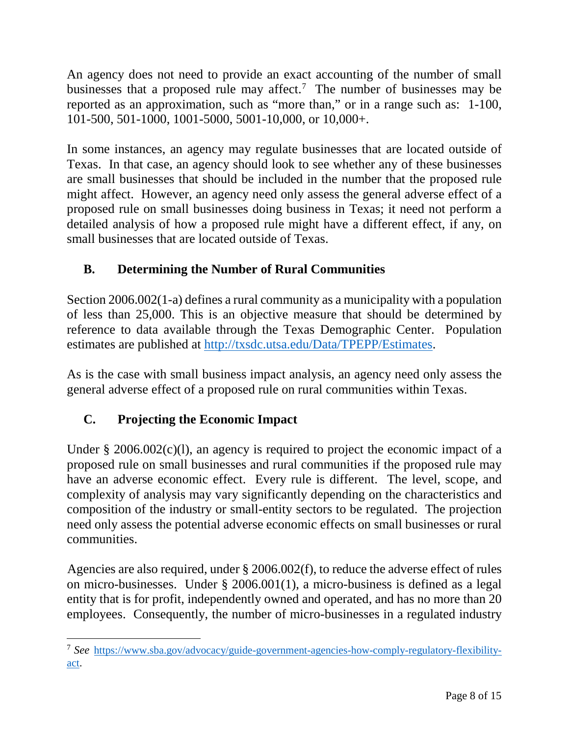An agency does not need to provide an exact accounting of the number of small businesses that a proposed rule may affect.[7] The number of businesses may be reported as an approximation, such as "more than," or in a range such as: 1-100, 101-500, 501-1000, 1001-5000, 5001-10,000, or 10,000+.

In some instances, an agency may regulate businesses that are located outside of Texas. In that case, an agency should look to see whether any of these businesses are small businesses that should be included in the number that the proposed rule might affect. However, an agency need only assess the general adverse effect of a proposed rule on small businesses doing business in Texas; it need not perform a detailed analysis of how a proposed rule might have a different effect, if any, on small businesses that are located outside of Texas.

## B. Determining the Number of Rural Communities

Section 2006.002(1-a) defines a rural community as a municipality with a population of less than 25,000. This is an objective measure that should be determined by reference to data available through the Texas Demographic Center. Population estimates are published at http://txsdc.utsa.edu/Data/TPEPP/Estimates.

As is the case with small business impact analysis, an agency need only assess the general adverse effect of a proposed rule on rural communities within Texas.

## C. Projecting the Economic Impact

Under § 2006.002(c)(l), an agency is required to project the economic impact of a proposed rule on small businesses and rural communities if the proposed rule may have an adverse economic effect. Every rule is different. The level, scope, and complexity of analysis may vary significantly depending on the characteristics and composition of the industry or small-entity sectors to be regulated. The projection need only assess the potential adverse economic effects on small businesses or rural communities.

Agencies are also required, under § 2006.002(f), to reduce the adverse effect of rules on micro-businesses. Under § 2006.001(1), a micro-business is defined as a legal entity that is for profit, independently owned and operated, and has no more than 20 employees. Consequently, the number of micro-businesses in a regulated industry

---

[7] *See* https://www.sba.gov/advocacy/guide-government-agencies-how-comply-regulatory-flexibility-act.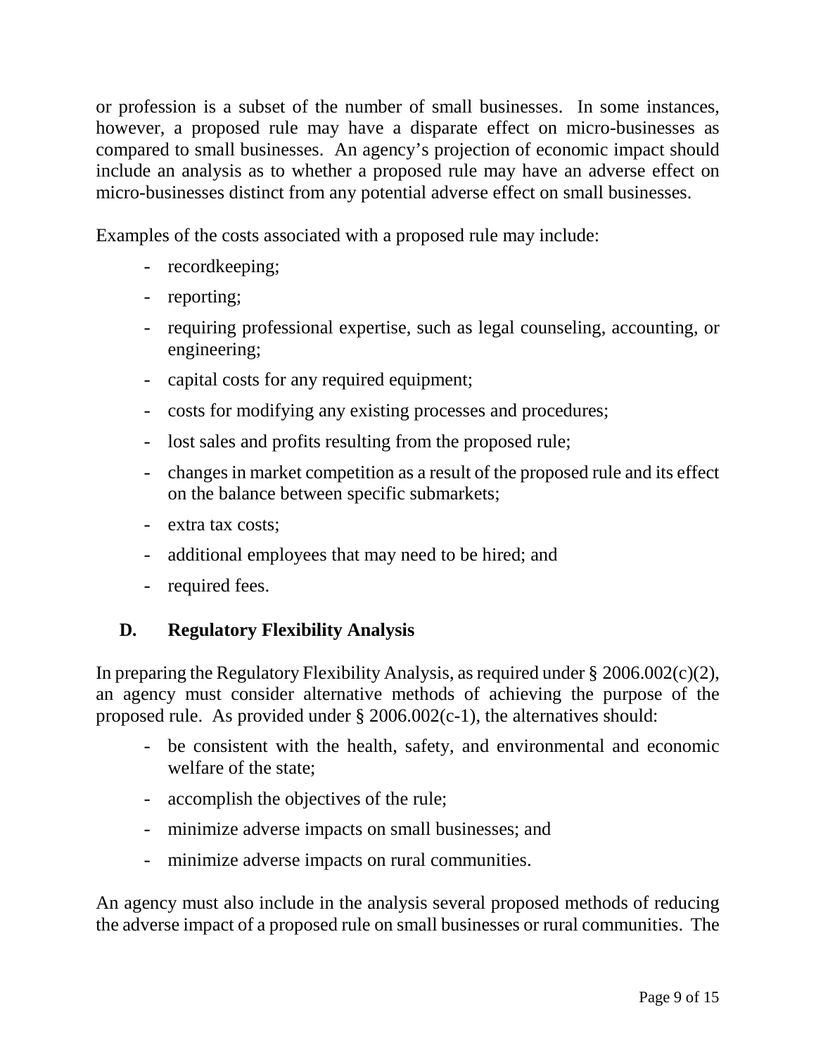or profession is a subset of the number of small businesses. In some instances, however, a proposed rule may have a disparate effect on micro-businesses as compared to small businesses. An agency's projection of economic impact should include an analysis as to whether a proposed rule may have an adverse effect on micro-businesses distinct from any potential adverse effect on small businesses.

Examples of the costs associated with a proposed rule may include:

- recordkeeping;
- reporting;
- requiring professional expertise, such as legal counseling, accounting, or engineering;
- capital costs for any required equipment;
- costs for modifying any existing processes and procedures;
- lost sales and profits resulting from the proposed rule;
- changes in market competition as a result of the proposed rule and its effect on the balance between specific submarkets;
- extra tax costs;
- additional employees that may need to be hired; and
- required fees.

### D. Regulatory Flexibility Analysis

In preparing the Regulatory Flexibility Analysis, as required under § 2006.002(c)(2), an agency must consider alternative methods of achieving the purpose of the proposed rule. As provided under § 2006.002(c-1), the alternatives should:

- be consistent with the health, safety, and environmental and economic welfare of the state;
- accomplish the objectives of the rule;
- minimize adverse impacts on small businesses; and
- minimize adverse impacts on rural communities.

An agency must also include in the analysis several proposed methods of reducing the adverse impact of a proposed rule on small businesses or rural communities. The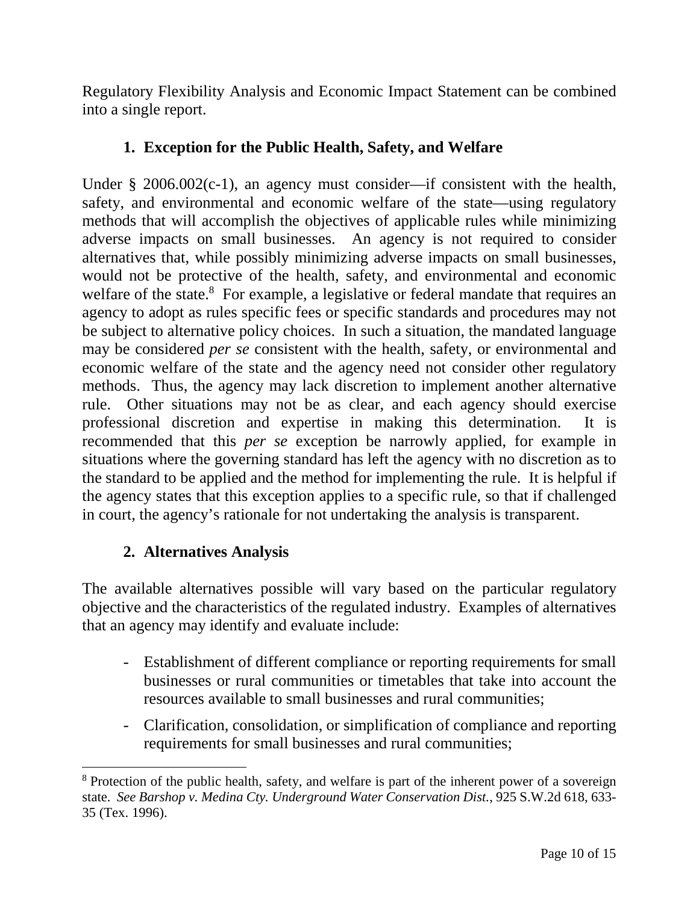Regulatory Flexibility Analysis and Economic Impact Statement can be combined into a single report.

### 1. Exception for the Public Health, Safety, and Welfare

Under § 2006.002(c-1), an agency must consider—if consistent with the health, safety, and environmental and economic welfare of the state—using regulatory methods that will accomplish the objectives of applicable rules while minimizing adverse impacts on small businesses. An agency is not required to consider alternatives that, while possibly minimizing adverse impacts on small businesses, would not be protective of the health, safety, and environmental and economic welfare of the state.[8] For example, a legislative or federal mandate that requires an agency to adopt as rules specific fees or specific standards and procedures may not be subject to alternative policy choices. In such a situation, the mandated language may be considered *per se* consistent with the health, safety, or environmental and economic welfare of the state and the agency need not consider other regulatory methods. Thus, the agency may lack discretion to implement another alternative rule. Other situations may not be as clear, and each agency should exercise professional discretion and expertise in making this determination. It is recommended that this *per se* exception be narrowly applied, for example in situations where the governing standard has left the agency with no discretion as to the standard to be applied and the method for implementing the rule. It is helpful if the agency states that this exception applies to a specific rule, so that if challenged in court, the agency's rationale for not undertaking the analysis is transparent.

### 2. Alternatives Analysis

The available alternatives possible will vary based on the particular regulatory objective and the characteristics of the regulated industry. Examples of alternatives that an agency may identify and evaluate include:

- Establishment of different compliance or reporting requirements for small businesses or rural communities or timetables that take into account the resources available to small businesses and rural communities;
- Clarification, consolidation, or simplification of compliance and reporting requirements for small businesses and rural communities;

[8] Protection of the public health, safety, and welfare is part of the inherent power of a sovereign state. *See Barshop v. Medina Cty. Underground Water Conservation Dist.*, 925 S.W.2d 618, 633-35 (Tex. 1996).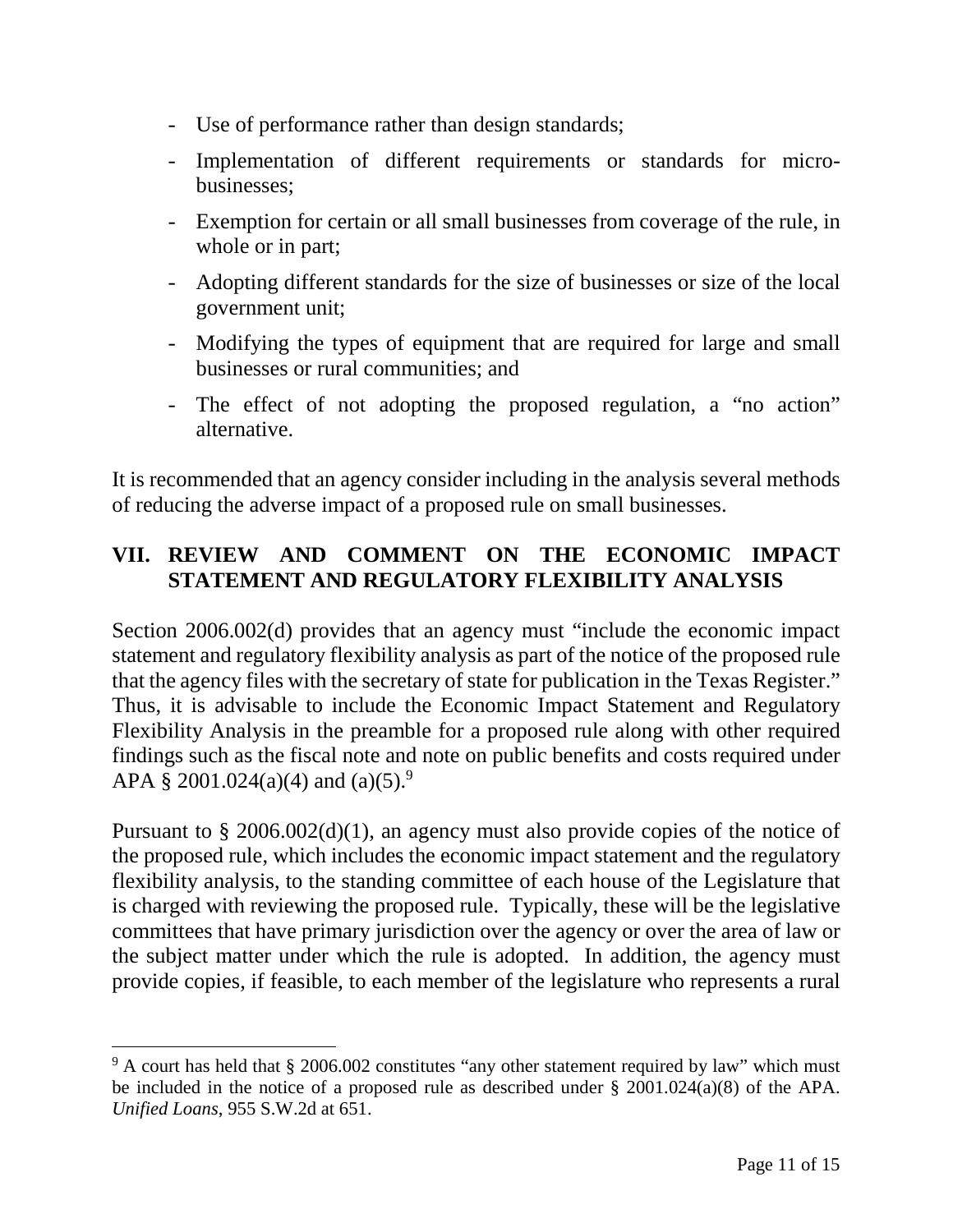- Use of performance rather than design standards;
- Implementation of different requirements or standards for micro-businesses;
- Exemption for certain or all small businesses from coverage of the rule, in whole or in part;
- Adopting different standards for the size of businesses or size of the local government unit;
- Modifying the types of equipment that are required for large and small businesses or rural communities; and
- The effect of not adopting the proposed regulation, a "no action" alternative.

It is recommended that an agency consider including in the analysis several methods of reducing the adverse impact of a proposed rule on small businesses.

## VII. REVIEW AND COMMENT ON THE ECONOMIC IMPACT STATEMENT AND REGULATORY FLEXIBILITY ANALYSIS

Section 2006.002(d) provides that an agency must "include the economic impact statement and regulatory flexibility analysis as part of the notice of the proposed rule that the agency files with the secretary of state for publication in the Texas Register." Thus, it is advisable to include the Economic Impact Statement and Regulatory Flexibility Analysis in the preamble for a proposed rule along with other required findings such as the fiscal note and note on public benefits and costs required under APA § 2001.024(a)(4) and (a)(5).[9]

Pursuant to § 2006.002(d)(1), an agency must also provide copies of the notice of the proposed rule, which includes the economic impact statement and the regulatory flexibility analysis, to the standing committee of each house of the Legislature that is charged with reviewing the proposed rule. Typically, these will be the legislative committees that have primary jurisdiction over the agency or over the area of law or the subject matter under which the rule is adopted. In addition, the agency must provide copies, if feasible, to each member of the legislature who represents a rural

[9] A court has held that § 2006.002 constitutes "any other statement required by law" which must be included in the notice of a proposed rule as described under § 2001.024(a)(8) of the APA. *Unified Loans*, 955 S.W.2d at 651.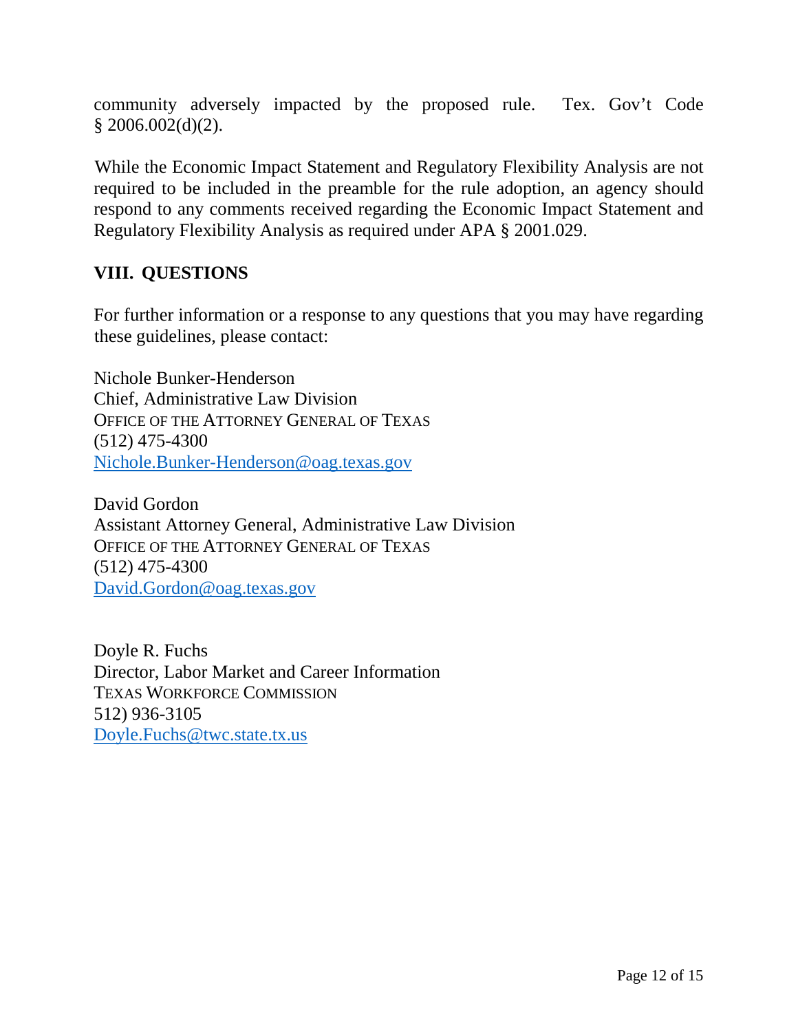community adversely impacted by the proposed rule. Tex. Gov't Code § 2006.002(d)(2).

While the Economic Impact Statement and Regulatory Flexibility Analysis are not required to be included in the preamble for the rule adoption, an agency should respond to any comments received regarding the Economic Impact Statement and Regulatory Flexibility Analysis as required under APA § 2001.029.

## VIII. QUESTIONS

For further information or a response to any questions that you may have regarding these guidelines, please contact:

Nichole Bunker-Henderson
Chief, Administrative Law Division
OFFICE OF THE ATTORNEY GENERAL OF TEXAS
(512) 475-4300
Nichole.Bunker-Henderson@oag.texas.gov

David Gordon
Assistant Attorney General, Administrative Law Division
OFFICE OF THE ATTORNEY GENERAL OF TEXAS
(512) 475-4300
David.Gordon@oag.texas.gov

Doyle R. Fuchs
Director, Labor Market and Career Information
TEXAS WORKFORCE COMMISSION
512) 936-3105
Doyle.Fuchs@twc.state.tx.us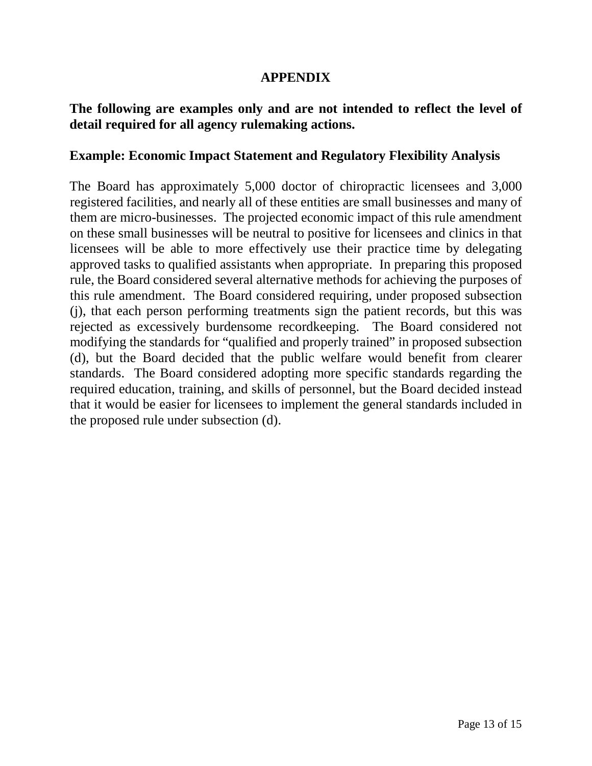# APPENDIX

**The following are examples only and are not intended to reflect the level of detail required for all agency rulemaking actions.**

## Example: Economic Impact Statement and Regulatory Flexibility Analysis

The Board has approximately 5,000 doctor of chiropractic licensees and 3,000 registered facilities, and nearly all of these entities are small businesses and many of them are micro-businesses. The projected economic impact of this rule amendment on these small businesses will be neutral to positive for licensees and clinics in that licensees will be able to more effectively use their practice time by delegating approved tasks to qualified assistants when appropriate. In preparing this proposed rule, the Board considered several alternative methods for achieving the purposes of this rule amendment. The Board considered requiring, under proposed subsection (j), that each person performing treatments sign the patient records, but this was rejected as excessively burdensome recordkeeping. The Board considered not modifying the standards for "qualified and properly trained" in proposed subsection (d), but the Board decided that the public welfare would benefit from clearer standards. The Board considered adopting more specific standards regarding the required education, training, and skills of personnel, but the Board decided instead that it would be easier for licensees to implement the general standards included in the proposed rule under subsection (d).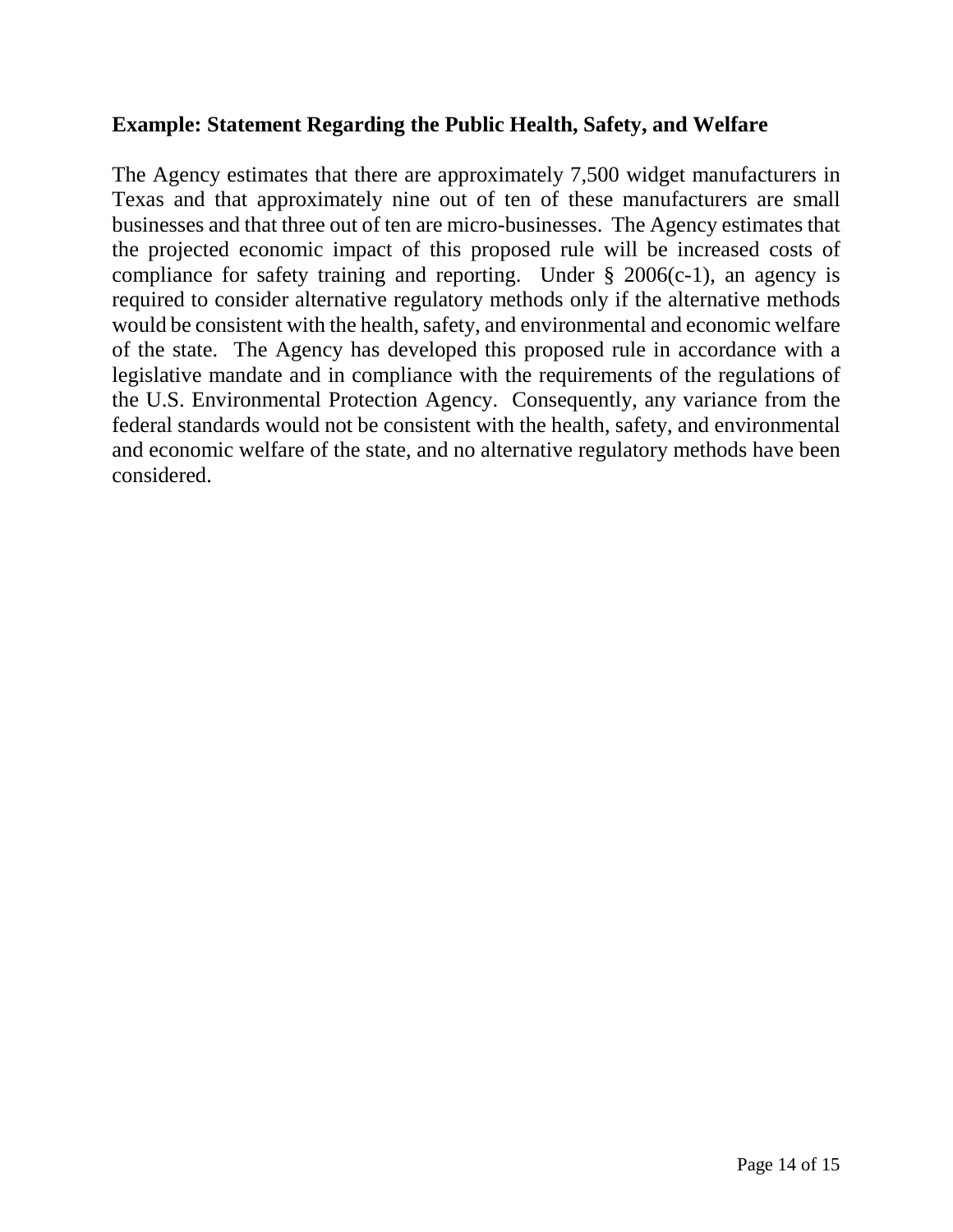**Example: Statement Regarding the Public Health, Safety, and Welfare**

The Agency estimates that there are approximately 7,500 widget manufacturers in Texas and that approximately nine out of ten of these manufacturers are small businesses and that three out of ten are micro-businesses. The Agency estimates that the projected economic impact of this proposed rule will be increased costs of compliance for safety training and reporting. Under § 2006(c-1), an agency is required to consider alternative regulatory methods only if the alternative methods would be consistent with the health, safety, and environmental and economic welfare of the state. The Agency has developed this proposed rule in accordance with a legislative mandate and in compliance with the requirements of the regulations of the U.S. Environmental Protection Agency. Consequently, any variance from the federal standards would not be consistent with the health, safety, and environmental and economic welfare of the state, and no alternative regulatory methods have been considered.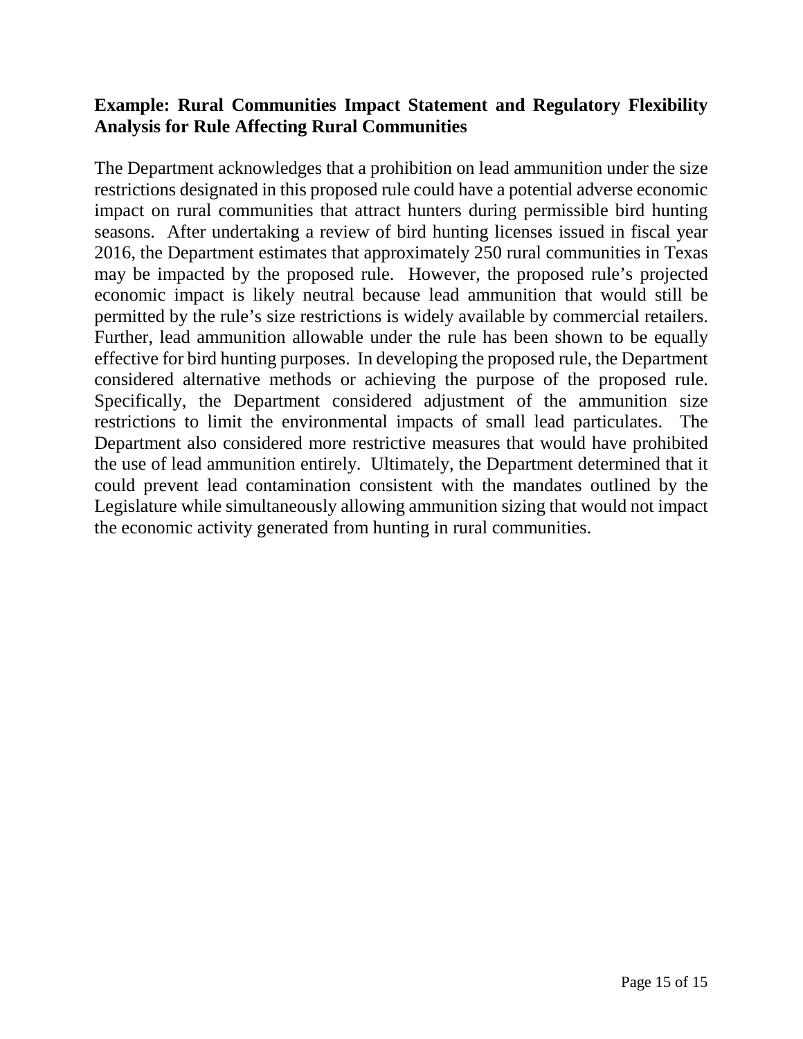**Example: Rural Communities Impact Statement and Regulatory Flexibility Analysis for Rule Affecting Rural Communities**

The Department acknowledges that a prohibition on lead ammunition under the size restrictions designated in this proposed rule could have a potential adverse economic impact on rural communities that attract hunters during permissible bird hunting seasons. After undertaking a review of bird hunting licenses issued in fiscal year 2016, the Department estimates that approximately 250 rural communities in Texas may be impacted by the proposed rule. However, the proposed rule's projected economic impact is likely neutral because lead ammunition that would still be permitted by the rule's size restrictions is widely available by commercial retailers. Further, lead ammunition allowable under the rule has been shown to be equally effective for bird hunting purposes. In developing the proposed rule, the Department considered alternative methods or achieving the purpose of the proposed rule. Specifically, the Department considered adjustment of the ammunition size restrictions to limit the environmental impacts of small lead particulates. The Department also considered more restrictive measures that would have prohibited the use of lead ammunition entirely. Ultimately, the Department determined that it could prevent lead contamination consistent with the mandates outlined by the Legislature while simultaneously allowing ammunition sizing that would not impact the economic activity generated from hunting in rural communities.